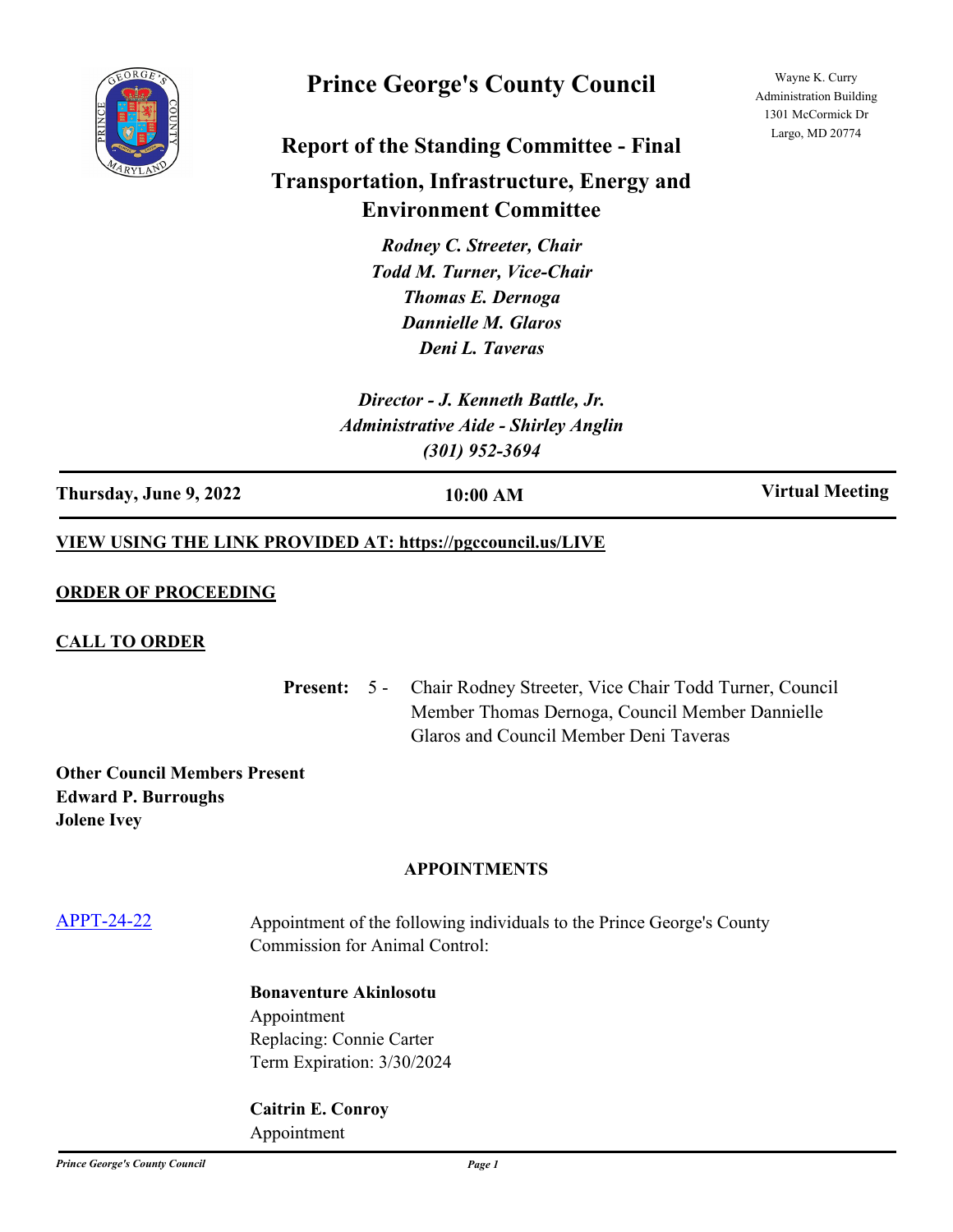# Prince George's County Council

Wayne K. Curry
Administration Building
1301 McCormick Dr
Largo, MD 20774

## Report of the Standing Committee - Final

## Transportation, Infrastructure, Energy and Environment Committee

***Rodney C. Streeter, Chair***
***Todd M. Turner, Vice-Chair***
***Thomas E. Dernoga***
***Dannielle M. Glaros***
***Deni L. Taveras***

***Director - J. Kenneth Battle, Jr.***
***Administrative Aide - Shirley Anglin***
***(301) 952-3694***

**Thursday, June 9, 2022** — **10:00 AM** — **Virtual Meeting**

**VIEW USING THE LINK PROVIDED AT: https://pgccouncil.us/LIVE**

**ORDER OF PROCEEDING**

**CALL TO ORDER**

**Present:** 5 - Chair Rodney Streeter, Vice Chair Todd Turner, Council Member Thomas Dernoga, Council Member Dannielle Glaros and Council Member Deni Taveras

**Other Council Members Present**
**Edward P. Burroughs**
**Jolene Ivey**

### APPOINTMENTS

APPT-24-22

Appointment of the following individuals to the Prince George's County Commission for Animal Control:

**Bonaventure Akinlosotu**
Appointment
Replacing: Connie Carter
Term Expiration: 3/30/2024

**Caitrin E. Conroy**
Appointment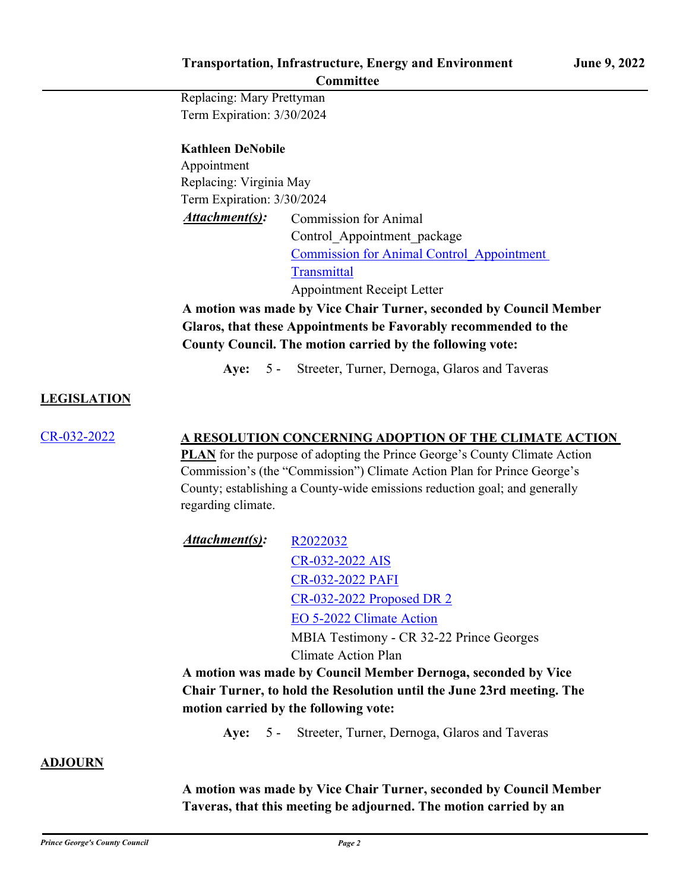Replacing: Mary Prettyman
Term Expiration: 3/30/2024

**Kathleen DeNobile**
Appointment
Replacing: Virginia May
Term Expiration: 3/30/2024

***Attachment(s):*** Commission for Animal Control_Appointment_package
Commission for Animal Control_Appointment Transmittal
Appointment Receipt Letter

**A motion was made by Vice Chair Turner, seconded by Council Member Glaros, that these Appointments be Favorably recommended to the County Council. The motion carried by the following vote:**

**Aye:** 5 - Streeter, Turner, Dernoga, Glaros and Taveras

## LEGISLATION

CR-032-2022

**A RESOLUTION CONCERNING ADOPTION OF THE CLIMATE ACTION PLAN** for the purpose of adopting the Prince George's County Climate Action Commission's (the "Commission") Climate Action Plan for Prince George's County; establishing a County-wide emissions reduction goal; and generally regarding climate.

***Attachment(s):*** R2022032
CR-032-2022 AIS
CR-032-2022 PAFI
CR-032-2022 Proposed DR 2
EO 5-2022 Climate Action
MBIA Testimony - CR 32-22 Prince Georges Climate Action Plan

**A motion was made by Council Member Dernoga, seconded by Vice Chair Turner, to hold the Resolution until the June 23rd meeting. The motion carried by the following vote:**

**Aye:** 5 - Streeter, Turner, Dernoga, Glaros and Taveras

## ADJOURN

**A motion was made by Vice Chair Turner, seconded by Council Member Taveras, that this meeting be adjourned. The motion carried by an**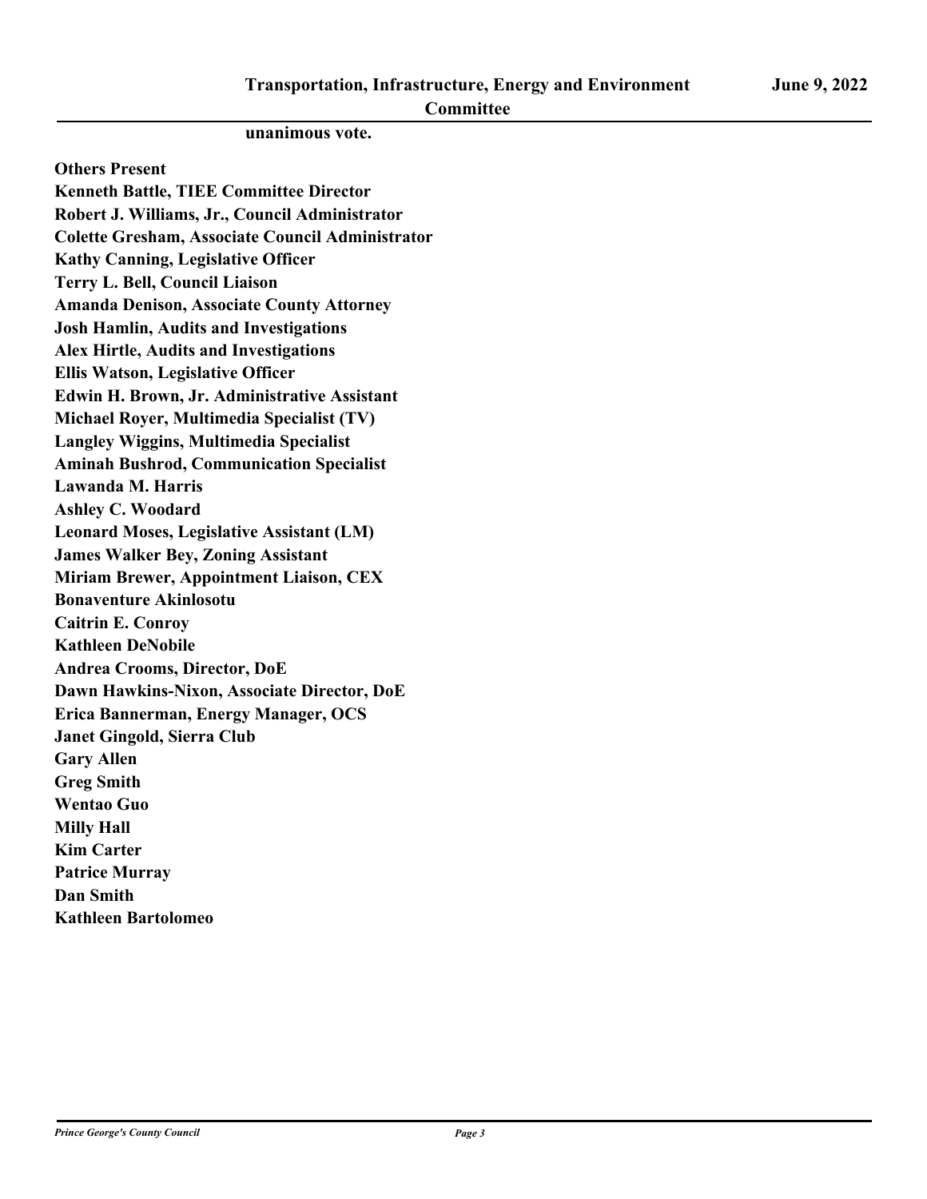**unanimous vote.**

**Others Present**

**Kenneth Battle, TIEE Committee Director**
**Robert J. Williams, Jr., Council Administrator**
**Colette Gresham, Associate Council Administrator**
**Kathy Canning, Legislative Officer**
**Terry L. Bell, Council Liaison**
**Amanda Denison, Associate County Attorney**
**Josh Hamlin, Audits and Investigations**
**Alex Hirtle, Audits and Investigations**
**Ellis Watson, Legislative Officer**
**Edwin H. Brown, Jr. Administrative Assistant**
**Michael Royer, Multimedia Specialist (TV)**
**Langley Wiggins, Multimedia Specialist**
**Aminah Bushrod, Communication Specialist**
**Lawanda M. Harris**
**Ashley C. Woodard**
**Leonard Moses, Legislative Assistant (LM)**
**James Walker Bey, Zoning Assistant**
**Miriam Brewer, Appointment Liaison, CEX**
**Bonaventure Akinlosotu**
**Caitrin E. Conroy**
**Kathleen DeNobile**
**Andrea Crooms, Director, DoE**
**Dawn Hawkins-Nixon, Associate Director, DoE**
**Erica Bannerman, Energy Manager, OCS**
**Janet Gingold, Sierra Club**
**Gary Allen**
**Greg Smith**
**Wentao Guo**
**Milly Hall**
**Kim Carter**
**Patrice Murray**
**Dan Smith**
**Kathleen Bartolomeo**